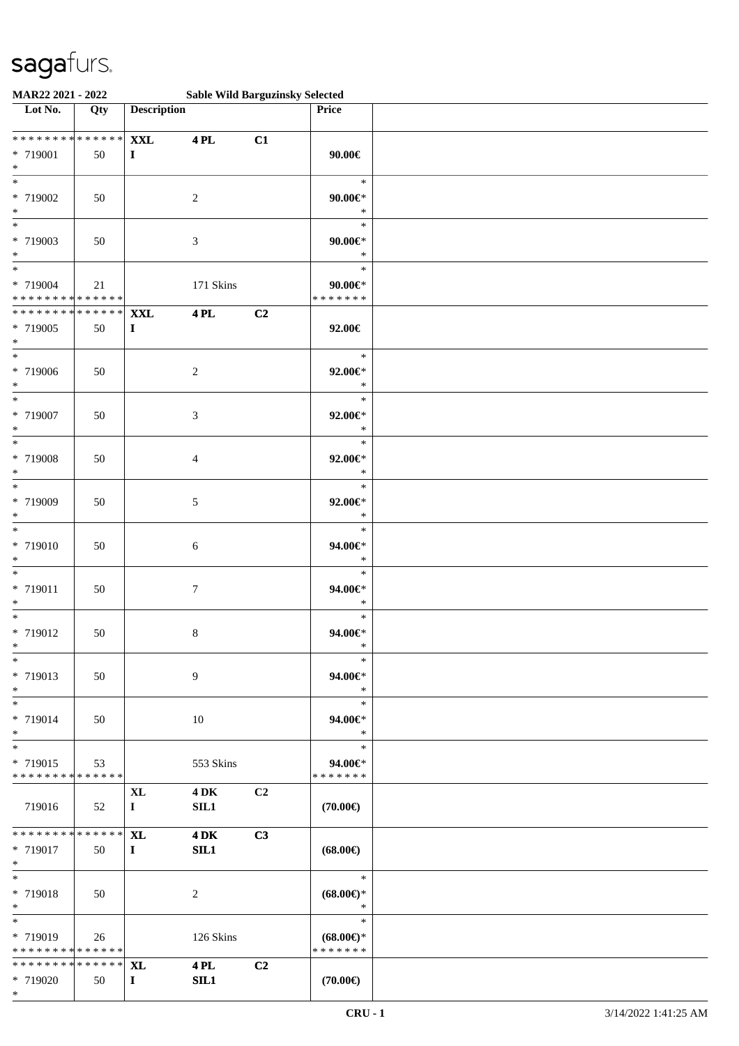sagafurs.

**MAR22 2021 - 2022** **Sable Wild Barguzinsky Selected**

| Lot No. | Qty | Description | | | Price | |
|---|---|---|---|---|---|---|
| * * * * * * * * * * * * * * | | **XXL** | **4 PL** | **C1** | | |
| * 719001 | 50 | **I** | | | **90.00€** | |
| * | | | | | | |
| * | | | | | * | |
| * 719002 | 50 | | 2 | | **90.00€*** | |
| * | | | | | * | |
| * | | | | | * | |
| * 719003 | 50 | | 3 | | **90.00€*** | |
| * | | | | | * | |
| * | | | | | * | |
| * 719004 | 21 | | 171 Skins | | **90.00€*** | |
| * * * * * * * * * * * * * * | | | | | * * * * * * * | |
| * * * * * * * * * * * * * * | | **XXL** | **4 PL** | **C2** | | |
| * 719005 | 50 | **I** | | | **92.00€** | |
| * | | | | | | |
| * | | | | | * | |
| * 719006 | 50 | | 2 | | **92.00€*** | |
| * | | | | | * | |
| * | | | | | * | |
| * 719007 | 50 | | 3 | | **92.00€*** | |
| * | | | | | * | |
| * | | | | | * | |
| * 719008 | 50 | | 4 | | **92.00€*** | |
| * | | | | | * | |
| * | | | | | * | |
| * 719009 | 50 | | 5 | | **92.00€*** | |
| * | | | | | * | |
| * | | | | | * | |
| * 719010 | 50 | | 6 | | **94.00€*** | |
| * | | | | | * | |
| * | | | | | * | |
| * 719011 | 50 | | 7 | | **94.00€*** | |
| * | | | | | * | |
| * | | | | | * | |
| * 719012 | 50 | | 8 | | **94.00€*** | |
| * | | | | | * | |
| * | | | | | * | |
| * 719013 | 50 | | 9 | | **94.00€*** | |
| * | | | | | * | |
| * | | | | | * | |
| * 719014 | 50 | | 10 | | **94.00€*** | |
| * | | | | | * | |
| * | | | | | * | |
| * 719015 | 53 | | 553 Skins | | **94.00€*** | |
| * * * * * * * * * * * * * * | | | | | * * * * * * * | |
| | | **XL** | **4 DK** | **C2** | | |
| 719016 | 52 | **I** | **SIL1** | | **(70.00€)** | |
| * * * * * * * * * * * * * * | | **XL** | **4 DK** | **C3** | | |
| * 719017 | 50 | **I** | **SIL1** | | **(68.00€)** | |
| * | | | | | | |
| * | | | | | * | |
| * 719018 | 50 | | 2 | | **(68.00€)*** | |
| * | | | | | * | |
| * | | | | | * | |
| * 719019 | 26 | | 126 Skins | | **(68.00€)*** | |
| * * * * * * * * * * * * * * | | | | | * * * * * * * | |
| * * * * * * * * * * * * * * | | **XL** | **4 PL** | **C2** | | |
| * 719020 | 50 | **I** | **SIL1** | | **(70.00€)** | |
| * | | | | | | |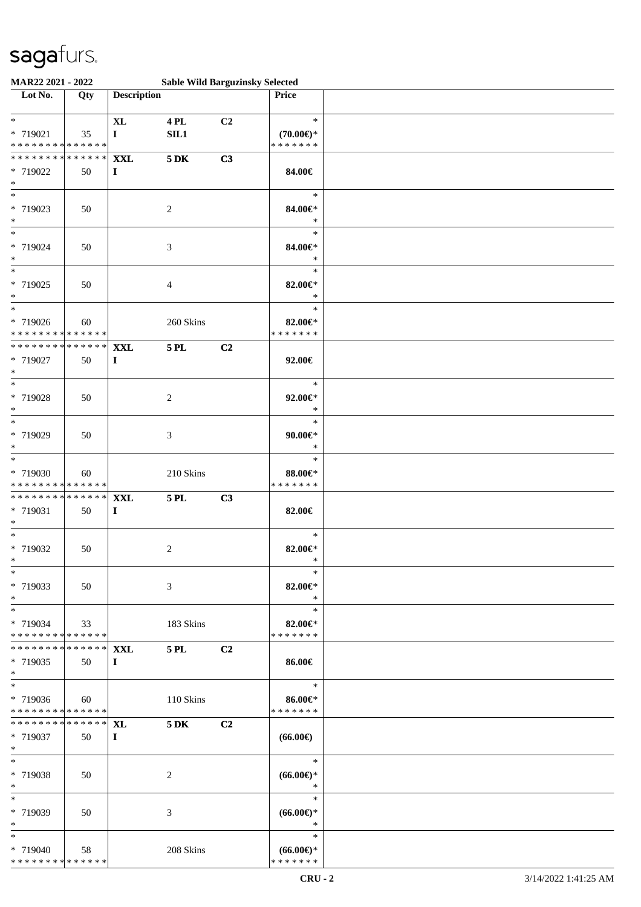sagafurs.

**MAR22 2021 - 2022** **Sable Wild Barguzinsky Selected**

| Lot No. | Qty | Description | | | Price |
|---|---|---|---|---|---|
| * 719021 | 35 | XL I | 4 PL SIL1 | C2 | (70.00€)* |
| * 719022 | 50 | XXL I | 5 DK | C3 | 84.00€ |
| * 719023 | 50 | | 2 | | 84.00€* |
| * 719024 | 50 | | 3 | | 84.00€* |
| * 719025 | 50 | | 4 | | 82.00€* |
| * 719026 | 60 | | 260 Skins | | 82.00€* |
| * 719027 | 50 | XXL I | 5 PL | C2 | 92.00€ |
| * 719028 | 50 | | 2 | | 92.00€* |
| * 719029 | 50 | | 3 | | 90.00€* |
| * 719030 | 60 | | 210 Skins | | 88.00€* |
| * 719031 | 50 | XXL I | 5 PL | C3 | 82.00€ |
| * 719032 | 50 | | 2 | | 82.00€* |
| * 719033 | 50 | | 3 | | 82.00€* |
| * 719034 | 33 | | 183 Skins | | 82.00€* |
| * 719035 | 50 | XXL I | 5 PL | C2 | 86.00€ |
| * 719036 | 60 | | 110 Skins | | 86.00€* |
| * 719037 | 50 | XL I | 5 DK | C2 | (66.00€) |
| * 719038 | 50 | | 2 | | (66.00€)* |
| * 719039 | 50 | | 3 | | (66.00€)* |
| * 719040 | 58 | | 208 Skins | | (66.00€)* |

CRU - 2 3/14/2022 1:41:25 AM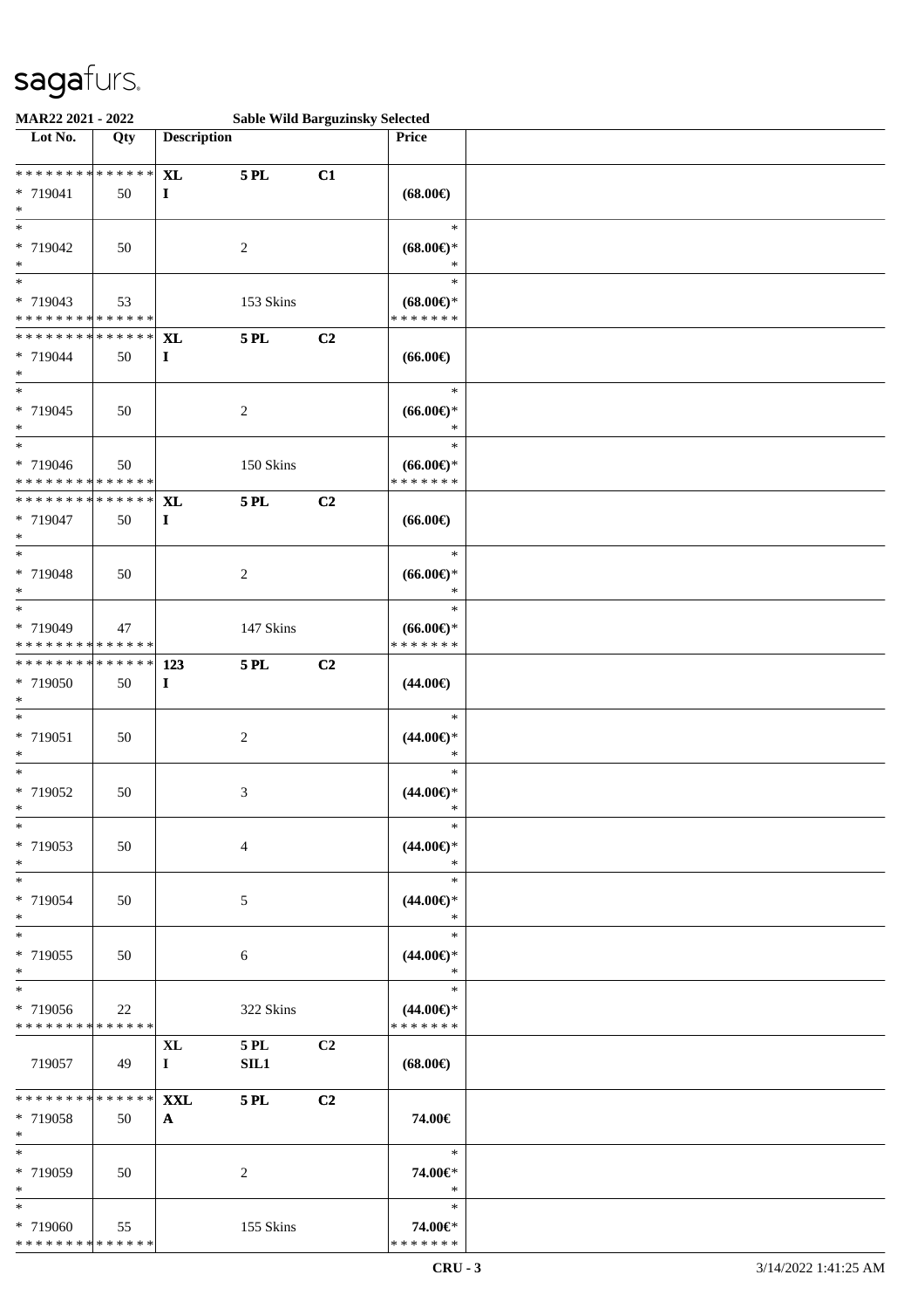MAR22 2021 - 2022 Sable Wild Barguzinsky Selected

| Lot No. | Qty | Description | | | Price | |
|---|---|---|---|---|---|---|
| * * * * * * * * * * * * * * | | XL | 5 PL | C1 | | |
| * 719041 | 50 | I | | | (68.00€) | |
| * | | | | | | |
| * | | | | | * | |
| * 719042 | 50 | | 2 | | (68.00€)* | |
| * | | | | | * | |
| * | | | | | * | |
| * 719043 | 53 | | 153 Skins | | (68.00€)* | |
| * * * * * * * * * * * * * * | | | | | * * * * * * * | |
| * * * * * * * * * * * * * * | | XL | 5 PL | C2 | | |
| * 719044 | 50 | I | | | (66.00€) | |
| * | | | | | | |
| * | | | | | * | |
| * 719045 | 50 | | 2 | | (66.00€)* | |
| * | | | | | * | |
| * | | | | | * | |
| * 719046 | 50 | | 150 Skins | | (66.00€)* | |
| * * * * * * * * * * * * * * | | | | | * * * * * * * | |
| * * * * * * * * * * * * * * | | XL | 5 PL | C2 | | |
| * 719047 | 50 | I | | | (66.00€) | |
| * | | | | | | |
| * | | | | | * | |
| * 719048 | 50 | | 2 | | (66.00€)* | |
| * | | | | | * | |
| * | | | | | * | |
| * 719049 | 47 | | 147 Skins | | (66.00€)* | |
| * * * * * * * * * * * * * * | | | | | * * * * * * * | |
| * * * * * * * * * * * * * * | | 123 | 5 PL | C2 | | |
| * 719050 | 50 | I | | | (44.00€) | |
| * | | | | | | |
| * | | | | | * | |
| * 719051 | 50 | | 2 | | (44.00€)* | |
| * | | | | | * | |
| * | | | | | * | |
| * 719052 | 50 | | 3 | | (44.00€)* | |
| * | | | | | * | |
| * | | | | | * | |
| * 719053 | 50 | | 4 | | (44.00€)* | |
| * | | | | | * | |
| * | | | | | * | |
| * 719054 | 50 | | 5 | | (44.00€)* | |
| * | | | | | * | |
| * | | | | | * | |
| * 719055 | 50 | | 6 | | (44.00€)* | |
| * | | | | | * | |
| * | | | | | * | |
| * 719056 | 22 | | 322 Skins | | (44.00€)* | |
| * * * * * * * * * * * * * * | | | | | * * * * * * * | |
| | | XL | 5 PL | C2 | | |
| 719057 | 49 | I | SIL1 | | (68.00€) | |
| * * * * * * * * * * * * * * | | XXL | 5 PL | C2 | | |
| * 719058 | 50 | A | | | 74.00€ | |
| * | | | | | | |
| * | | | | | * | |
| * 719059 | 50 | | 2 | | 74.00€* | |
| * | | | | | * | |
| * | | | | | * | |
| * 719060 | 55 | | 155 Skins | | 74.00€* | |
| * * * * * * * * * * * * * * | | | | | * * * * * * * | |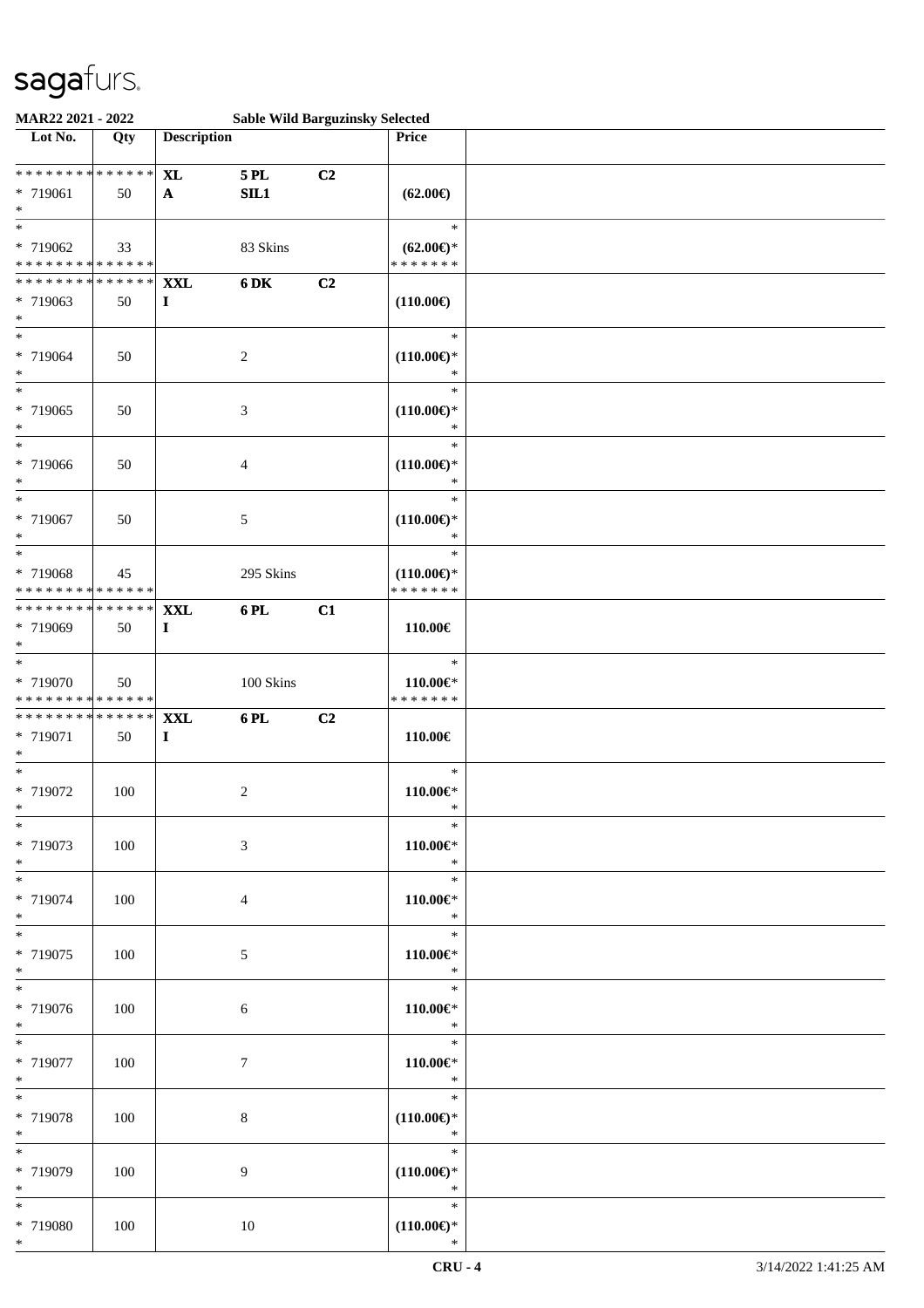# sagafurs.

**MAR22 2021 - 2022** **Sable Wild Barguzinsky Selected**

| Lot No. | Qty | Description | | | Price | |
|---|---|---|---|---|---|---|
| * * * * * * * * * * * * * * | | **XL** | **5 PL** | **C2** | | |
| * 719061 | 50 | **A** | **SIL1** | | **(62.00€)** | |
| * | | | | | | |
| * | | | | | * | |
| * 719062 | 33 | | 83 Skins | | **(62.00€)*** | |
| * * * * * * * * * * * * * * | | | | | * * * * * * * | |
| * * * * * * * * * * * * * * | | **XXL** | **6 DK** | **C2** | | |
| * 719063 | 50 | **I** | | | **(110.00€)** | |
| * | | | | | | |
| * | | | | | * | |
| * 719064 | 50 | | 2 | | **(110.00€)*** | |
| * | | | | | * | |
| * | | | | | * | |
| * 719065 | 50 | | 3 | | **(110.00€)*** | |
| * | | | | | * | |
| * | | | | | * | |
| * 719066 | 50 | | 4 | | **(110.00€)*** | |
| * | | | | | * | |
| * | | | | | * | |
| * 719067 | 50 | | 5 | | **(110.00€)*** | |
| * | | | | | * | |
| * | | | | | * | |
| * 719068 | 45 | | 295 Skins | | **(110.00€)*** | |
| * * * * * * * * * * * * * * | | | | | * * * * * * * | |
| * * * * * * * * * * * * * * | | **XXL** | **6 PL** | **C1** | | |
| * 719069 | 50 | **I** | | | **110.00€** | |
| * | | | | | | |
| * | | | | | * | |
| * 719070 | 50 | | 100 Skins | | **110.00€*** | |
| * * * * * * * * * * * * * * | | | | | * * * * * * * | |
| * * * * * * * * * * * * * * | | **XXL** | **6 PL** | **C2** | | |
| * 719071 | 50 | **I** | | | **110.00€** | |
| * | | | | | | |
| * | | | | | * | |
| * 719072 | 100 | | 2 | | **110.00€*** | |
| * | | | | | * | |
| * | | | | | * | |
| * 719073 | 100 | | 3 | | **110.00€*** | |
| * | | | | | * | |
| * | | | | | * | |
| * 719074 | 100 | | 4 | | **110.00€*** | |
| * | | | | | * | |
| * | | | | | * | |
| * 719075 | 100 | | 5 | | **110.00€*** | |
| * | | | | | * | |
| * | | | | | * | |
| * 719076 | 100 | | 6 | | **110.00€*** | |
| * | | | | | * | |
| * | | | | | * | |
| * 719077 | 100 | | 7 | | **110.00€*** | |
| * | | | | | * | |
| * | | | | | * | |
| * 719078 | 100 | | 8 | | **(110.00€)*** | |
| * | | | | | * | |
| * | | | | | * | |
| * 719079 | 100 | | 9 | | **(110.00€)*** | |
| * | | | | | * | |
| * | | | | | * | |
| * 719080 | 100 | | 10 | | **(110.00€)*** | |
| * | | | | | * | |

**CRU - 4** 3/14/2022 1:41:25 AM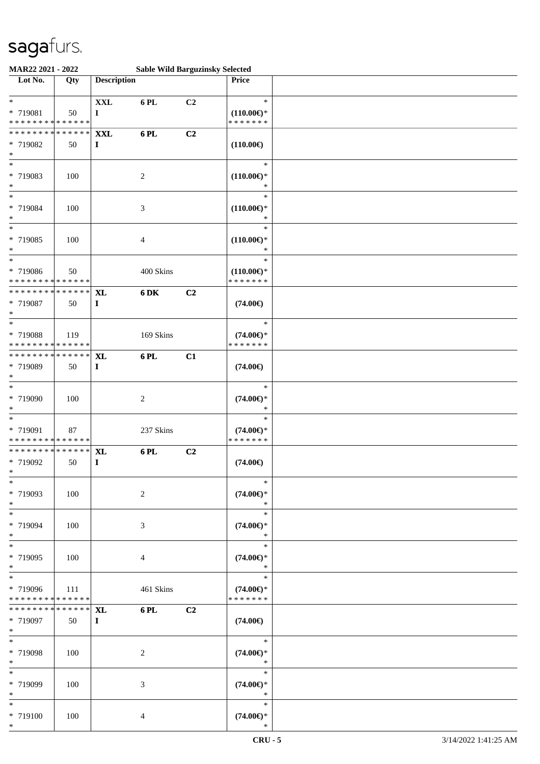**MAR22 2021 - 2022** **Sable Wild Barguzinsky Selected**

| Lot No. | Qty | Description | | | Price |
|---|---|---|---|---|---|
| * 719081 | 50 | **XXL I** | **6 PL** | **C2** | **(110.00€)*** |
| * 719082 | 50 | **XXL I** | **6 PL** | **C2** | **(110.00€)** |
| * 719083 | 100 | | 2 | | **(110.00€)*** |
| * 719084 | 100 | | 3 | | **(110.00€)*** |
| * 719085 | 100 | | 4 | | **(110.00€)*** |
| * 719086 | 50 | | 400 Skins | | **(110.00€)*** |
| * 719087 | 50 | **XL I** | **6 DK** | **C2** | **(74.00€)** |
| * 719088 | 119 | | 169 Skins | | **(74.00€)*** |
| * 719089 | 50 | **XL I** | **6 PL** | **C1** | **(74.00€)** |
| * 719090 | 100 | | 2 | | **(74.00€)*** |
| * 719091 | 87 | | 237 Skins | | **(74.00€)*** |
| * 719092 | 50 | **XL I** | **6 PL** | **C2** | **(74.00€)** |
| * 719093 | 100 | | 2 | | **(74.00€)*** |
| * 719094 | 100 | | 3 | | **(74.00€)*** |
| * 719095 | 100 | | 4 | | **(74.00€)*** |
| * 719096 | 111 | | 461 Skins | | **(74.00€)*** |
| * 719097 | 50 | **XL I** | **6 PL** | **C2** | **(74.00€)** |
| * 719098 | 100 | | 2 | | **(74.00€)*** |
| * 719099 | 100 | | 3 | | **(74.00€)*** |
| * 719100 | 100 | | 4 | | **(74.00€)*** |

CRU - 5 3/14/2022 1:41:25 AM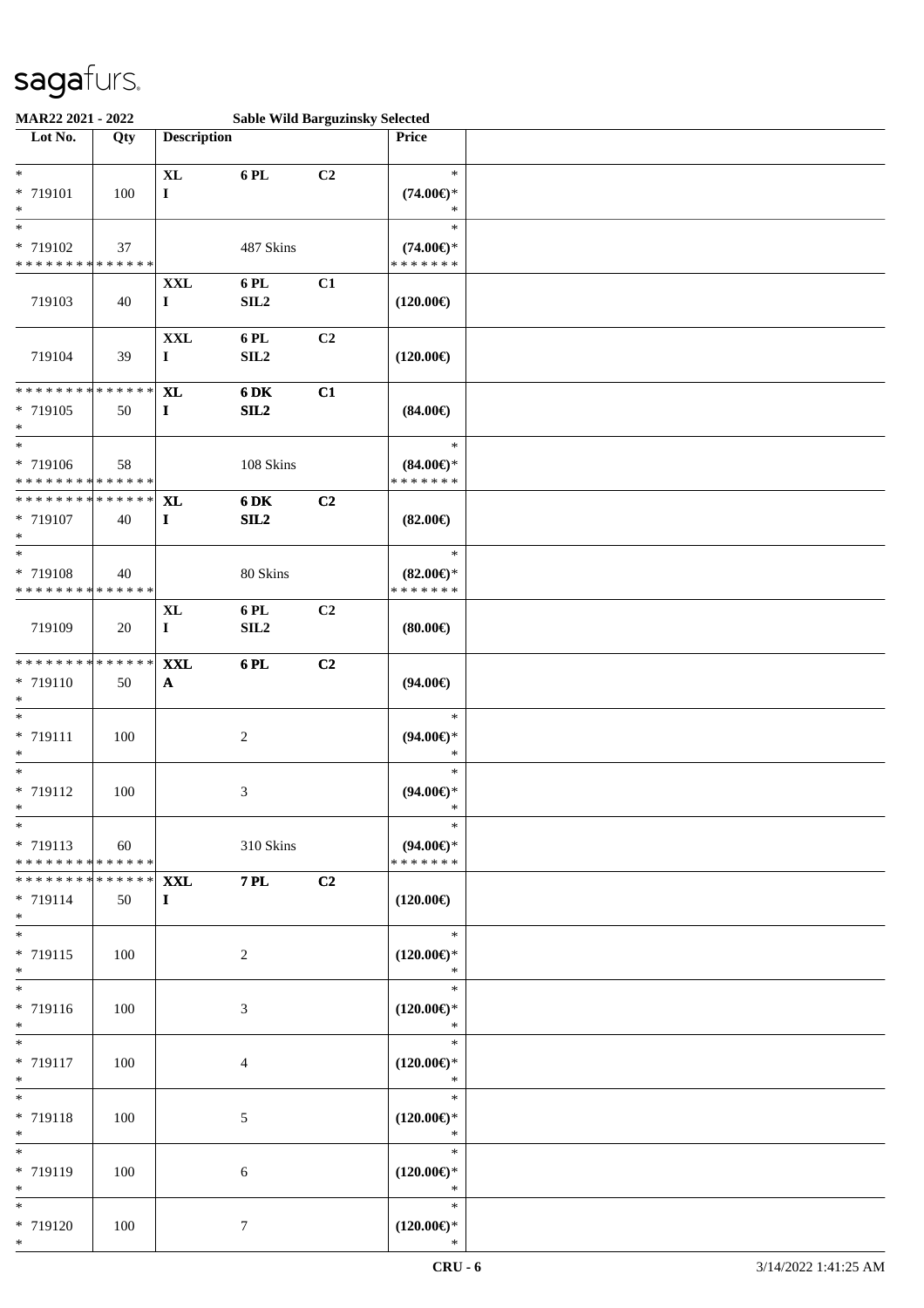**MAR22 2021 - 2022** — **Sable Wild Barguzinsky Selected**

| Lot No. | Qty | Description | | | Price | |
|---|---|---|---|---|---|---|
| * 719101 * | 100 | XL I | 6 PL | C2 | * (74.00€)* * | |
| * 719102 * * * * * * * * * * * * * * | 37 | | 487 Skins | | * (74.00€)* * * * * * * * | |
| 719103 | 40 | XXL I | 6 PL SIL2 | C1 | (120.00€) | |
| 719104 | 39 | XXL I | 6 PL SIL2 | C2 | (120.00€) | |
| * * * * * * * * * * * * * * 719105 * | 50 | XL I | 6 DK SIL2 | C1 | (84.00€) | |
| * 719106 * * * * * * * * * * * * * * | 58 | | 108 Skins | | * (84.00€)* * * * * * * * | |
| * * * * * * * * * * * * * * 719107 * | 40 | XL I | 6 DK SIL2 | C2 | (82.00€) | |
| * 719108 * * * * * * * * * * * * * * | 40 | | 80 Skins | | * (82.00€)* * * * * * * * | |
| 719109 | 20 | XL I | 6 PL SIL2 | C2 | (80.00€) | |
| * * * * * * * * * * * * * * 719110 * | 50 | XXL A | 6 PL | C2 | (94.00€) | |
| * 719111 * | 100 | | 2 | | * (94.00€)* * | |
| * 719112 * | 100 | | 3 | | * (94.00€)* * | |
| * 719113 * * * * * * * * * * * * * * | 60 | | 310 Skins | | * (94.00€)* * * * * * * * | |
| * * * * * * * * * * * * * * 719114 * | 50 | XXL I | 7 PL | C2 | (120.00€) | |
| * 719115 * | 100 | | 2 | | * (120.00€)* * | |
| * 719116 * | 100 | | 3 | | * (120.00€)* * | |
| * 719117 * | 100 | | 4 | | * (120.00€)* * | |
| * 719118 * | 100 | | 5 | | * (120.00€)* * | |
| * 719119 * | 100 | | 6 | | * (120.00€)* * | |
| * 719120 * | 100 | | 7 | | * (120.00€)* * | |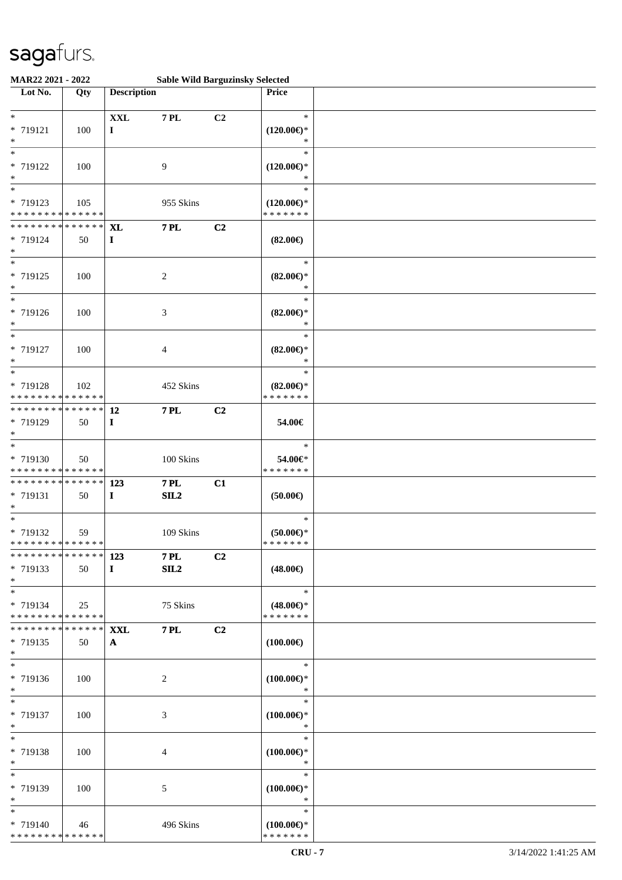**MAR22 2021 - 2022** **Sable Wild Barguzinsky Selected**

| Lot No. | Qty | Description | | | Price | |
|---|---|---|---|---|---|---|
| * | | **XXL** | **7 PL** | **C2** | * | |
| * 719121 | 100 | **I** | | | **(120.00€)*** | |
| * | | | | | * | |
| * | | | | | * | |
| * 719122 | 100 | | 9 | | **(120.00€)*** | |
| * | | | | | * | |
| * | | | | | * | |
| * 719123 | 105 | | 955 Skins | | **(120.00€)*** | |
| * * * * * * * * * * * * * * | | | | | * * * * * * * | |
| * * * * * * * * * * * * * * | | **XL** | **7 PL** | **C2** | | |
| * 719124 | 50 | **I** | | | **(82.00€)** | |
| * | | | | | | |
| * | | | | | * | |
| * 719125 | 100 | | 2 | | **(82.00€)*** | |
| * | | | | | * | |
| * | | | | | * | |
| * 719126 | 100 | | 3 | | **(82.00€)*** | |
| * | | | | | * | |
| * | | | | | * | |
| * 719127 | 100 | | 4 | | **(82.00€)*** | |
| * | | | | | * | |
| * | | | | | * | |
| * 719128 | 102 | | 452 Skins | | **(82.00€)*** | |
| * * * * * * * * * * * * * * | | | | | * * * * * * * | |
| * * * * * * * * * * * * * * | | **12** | **7 PL** | **C2** | | |
| * 719129 | 50 | **I** | | | **54.00€** | |
| * | | | | | | |
| * | | | | | * | |
| * 719130 | 50 | | 100 Skins | | **54.00€*** | |
| * * * * * * * * * * * * * * | | | | | * * * * * * * | |
| * * * * * * * * * * * * * * | | **123** | **7 PL** | **C1** | | |
| * 719131 | 50 | **I** | **SIL2** | | **(50.00€)** | |
| * | | | | | | |
| * | | | | | * | |
| * 719132 | 59 | | 109 Skins | | **(50.00€)*** | |
| * * * * * * * * * * * * * * | | | | | * * * * * * * | |
| * * * * * * * * * * * * * * | | **123** | **7 PL** | **C2** | | |
| * 719133 | 50 | **I** | **SIL2** | | **(48.00€)** | |
| * | | | | | | |
| * | | | | | * | |
| * 719134 | 25 | | 75 Skins | | **(48.00€)*** | |
| * * * * * * * * * * * * * * | | | | | * * * * * * * | |
| * * * * * * * * * * * * * * | | **XXL** | **7 PL** | **C2** | | |
| * 719135 | 50 | **A** | | | **(100.00€)** | |
| * | | | | | | |
| * | | | | | * | |
| * 719136 | 100 | | 2 | | **(100.00€)*** | |
| * | | | | | * | |
| * | | | | | * | |
| * 719137 | 100 | | 3 | | **(100.00€)*** | |
| * | | | | | * | |
| * | | | | | * | |
| * 719138 | 100 | | 4 | | **(100.00€)*** | |
| * | | | | | * | |
| * | | | | | * | |
| * 719139 | 100 | | 5 | | **(100.00€)*** | |
| * | | | | | * | |
| * | | | | | * | |
| * 719140 | 46 | | 496 Skins | | **(100.00€)*** | |
| * * * * * * * * * * * * * * | | | | | * * * * * * * | |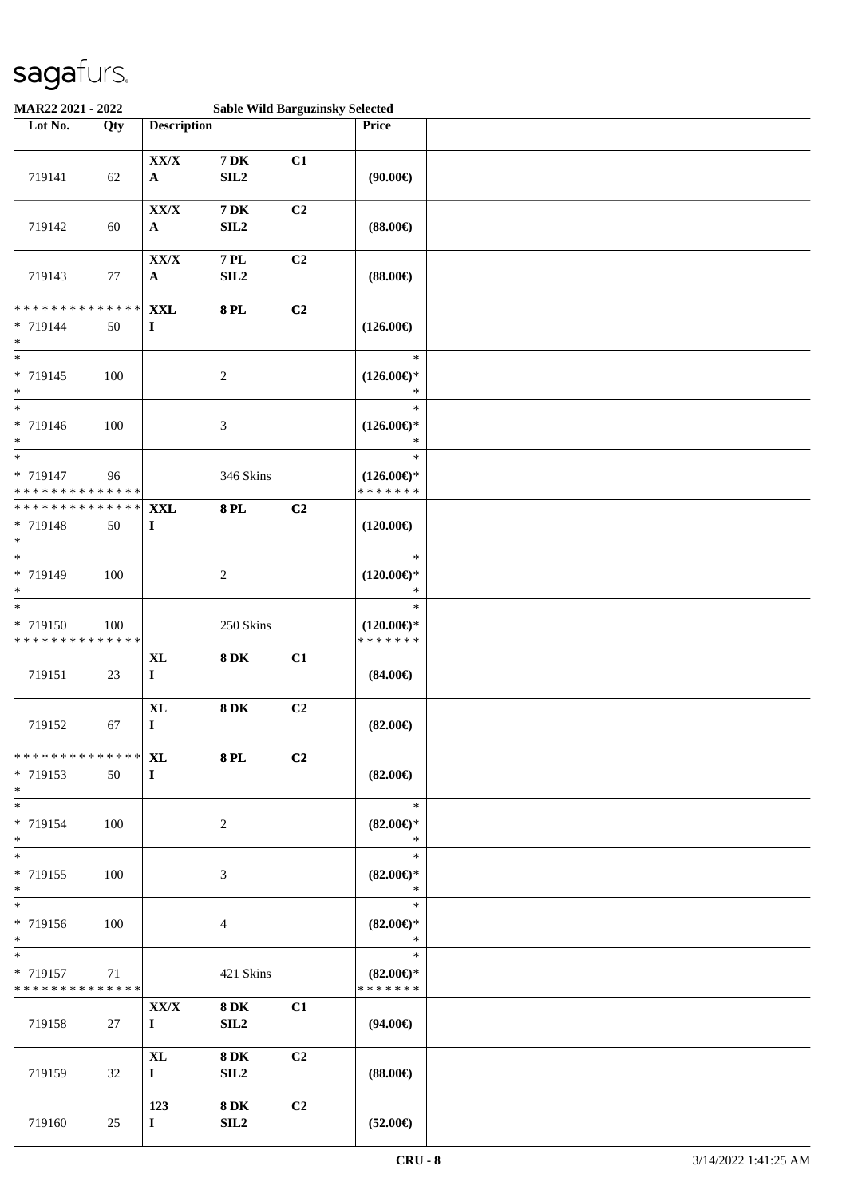sagafurs.

**MAR22 2021 - 2022** **Sable Wild Barguzinsky Selected**

| Lot No. | Qty | Description | | | Price | |
|---|---|---|---|---|---|---|
| 719141 | 62 | XX/X A | 7 DK SIL2 | C1 | (90.00€) | |
| 719142 | 60 | XX/X A | 7 DK SIL2 | C2 | (88.00€) | |
| 719143 | 77 | XX/X A | 7 PL SIL2 | C2 | (88.00€) | |
| * * * * * * * * * * * * * * * 719144 * | 50 | XXL I | 8 PL | C2 | (126.00€) | |
| * * 719145 * | 100 | | 2 | | * (126.00€)* * | |
| * * 719146 * | 100 | | 3 | | * (126.00€)* * | |
| * * 719147 * * * * * * * * * * * * * * | 96 | | 346 Skins | | * (126.00€)* * * * * * * * | |
| * * * * * * * * * * * * * * * 719148 * | 50 | XXL I | 8 PL | C2 | (120.00€) | |
| * * 719149 * | 100 | | 2 | | * (120.00€)* * | |
| * * 719150 * * * * * * * * * * * * * * | 100 | | 250 Skins | | * (120.00€)* * * * * * * * | |
| 719151 | 23 | XL I | 8 DK | C1 | (84.00€) | |
| 719152 | 67 | XL I | 8 DK | C2 | (82.00€) | |
| * * * * * * * * * * * * * * * 719153 * | 50 | XL I | 8 PL | C2 | (82.00€) | |
| * * 719154 * | 100 | | 2 | | * (82.00€)* * | |
| * * 719155 * | 100 | | 3 | | * (82.00€)* * | |
| * * 719156 * | 100 | | 4 | | * (82.00€)* * | |
| * * 719157 * * * * * * * * * * * * * * | 71 | | 421 Skins | | * (82.00€)* * * * * * * * | |
| 719158 | 27 | XX/X I | 8 DK SIL2 | C1 | (94.00€) | |
| 719159 | 32 | XL I | 8 DK SIL2 | C2 | (88.00€) | |
| 719160 | 25 | 123 I | 8 DK SIL2 | C2 | (52.00€) | |

CRU - 8 3/14/2022 1:41:25 AM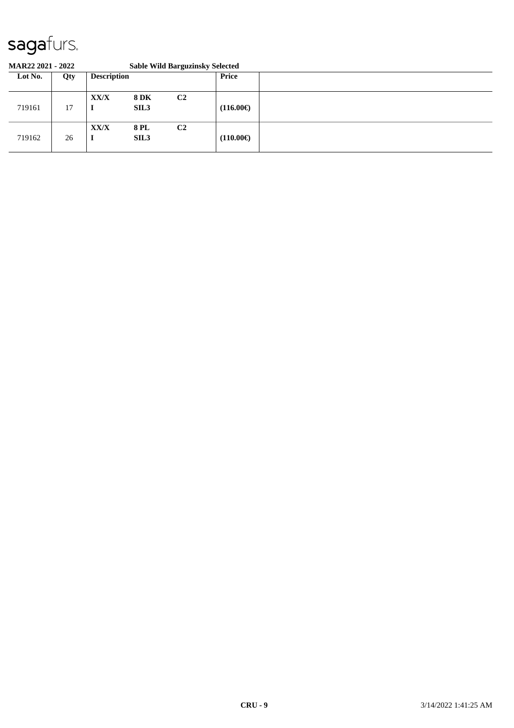sagafurs

**MAR22 2021 - 2022** **Sable Wild Barguzinsky Selected**

| Lot No. | Qty | Description | | | Price | |
|---|---|---|---|---|---|---|
| 719161 | 17 | **XX/X** **I** | **8 DK** **SIL3** | **C2** | **(116.00€)** | |
| 719162 | 26 | **XX/X** **I** | **8 PL** **SIL3** | **C2** | **(110.00€)** | |

**CRU - 9** 3/14/2022 1:41:25 AM